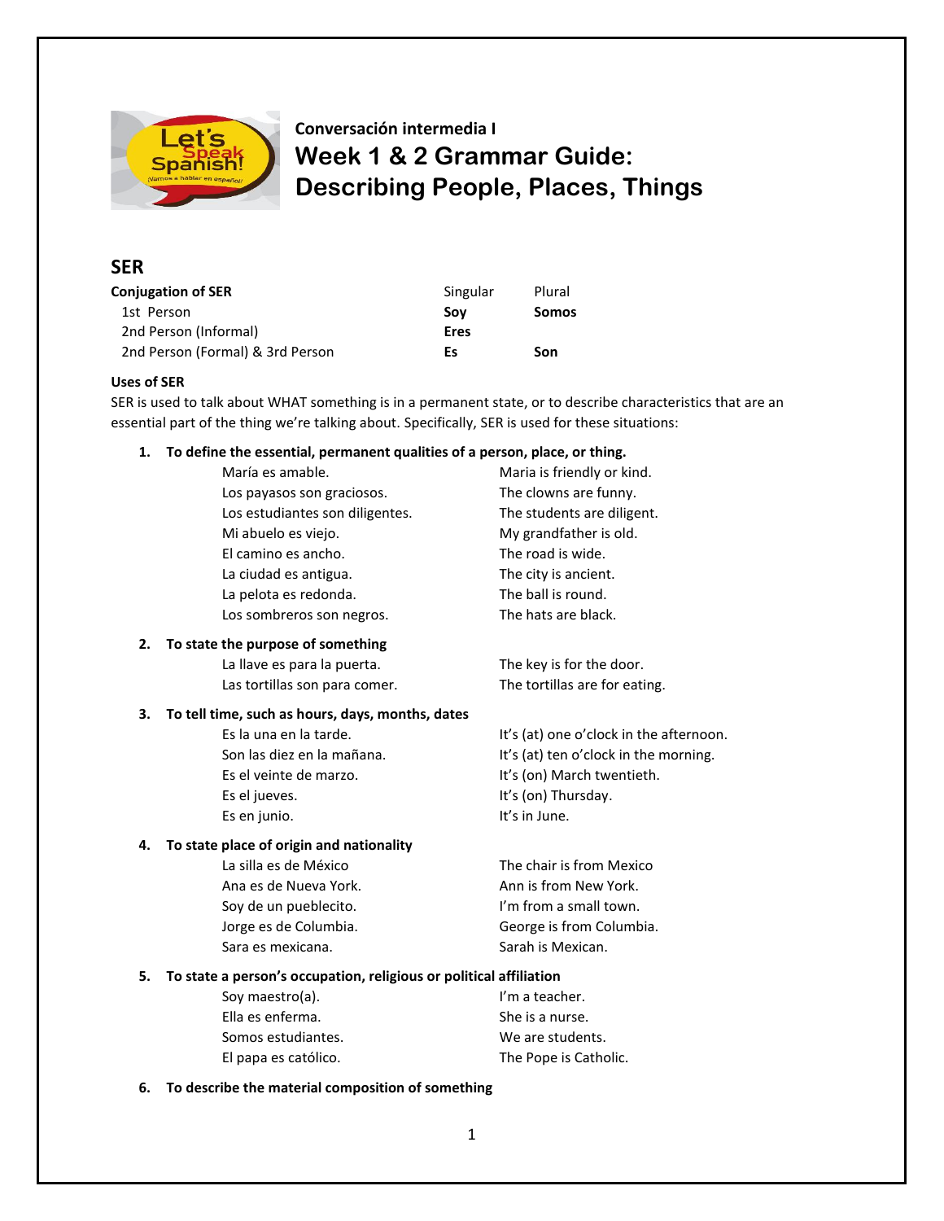Conversación intermedia I

# Week 1 & 2 Grammar Guide: Describing People, Places, Things

## SER

| Conjugation of SER | Singular | Plural |
|---|---|---|
| 1st Person | **Soy** | **Somos** |
| 2nd Person (Informal) | **Eres** | |
| 2nd Person (Formal) & 3rd Person | **Es** | **Son** |

### Uses of SER

SER is used to talk about WHAT something is in a permanent state, or to describe characteristics that are an essential part of the thing we're talking about. Specifically, SER is used for these situations:

1. **To define the essential, permanent qualities of a person, place, or thing.**

| | |
|---|---|
| María es amable. | Maria is friendly or kind. |
| Los payasos son graciosos. | The clowns are funny. |
| Los estudiantes son diligentes. | The students are diligent. |
| Mi abuelo es viejo. | My grandfather is old. |
| El camino es ancho. | The road is wide. |
| La ciudad es antigua. | The city is ancient. |
| La pelota es redonda. | The ball is round. |
| Los sombreros son negros. | The hats are black. |

2. **To state the purpose of something**

| | |
|---|---|
| La llave es para la puerta. | The key is for the door. |
| Las tortillas son para comer. | The tortillas are for eating. |

3. **To tell time, such as hours, days, months, dates**

| | |
|---|---|
| Es la una en la tarde. | It's (at) one o'clock in the afternoon. |
| Son las diez en la mañana. | It's (at) ten o'clock in the morning. |
| Es el veinte de marzo. | It's (on) March twentieth. |
| Es el jueves. | It's (on) Thursday. |
| Es en junio. | It's in June. |

4. **To state place of origin and nationality**

| | |
|---|---|
| La silla es de México | The chair is from Mexico |
| Ana es de Nueva York. | Ann is from New York. |
| Soy de un pueblecito. | I'm from a small town. |
| Jorge es de Columbia. | George is from Columbia. |
| Sara es mexicana. | Sarah is Mexican. |

5. **To state a person's occupation, religious or political affiliation**

| | |
|---|---|
| Soy maestro(a). | I'm a teacher. |
| Ella es enferma. | She is a nurse. |
| Somos estudiantes. | We are students. |
| El papa es católico. | The Pope is Catholic. |

6. **To describe the material composition of something**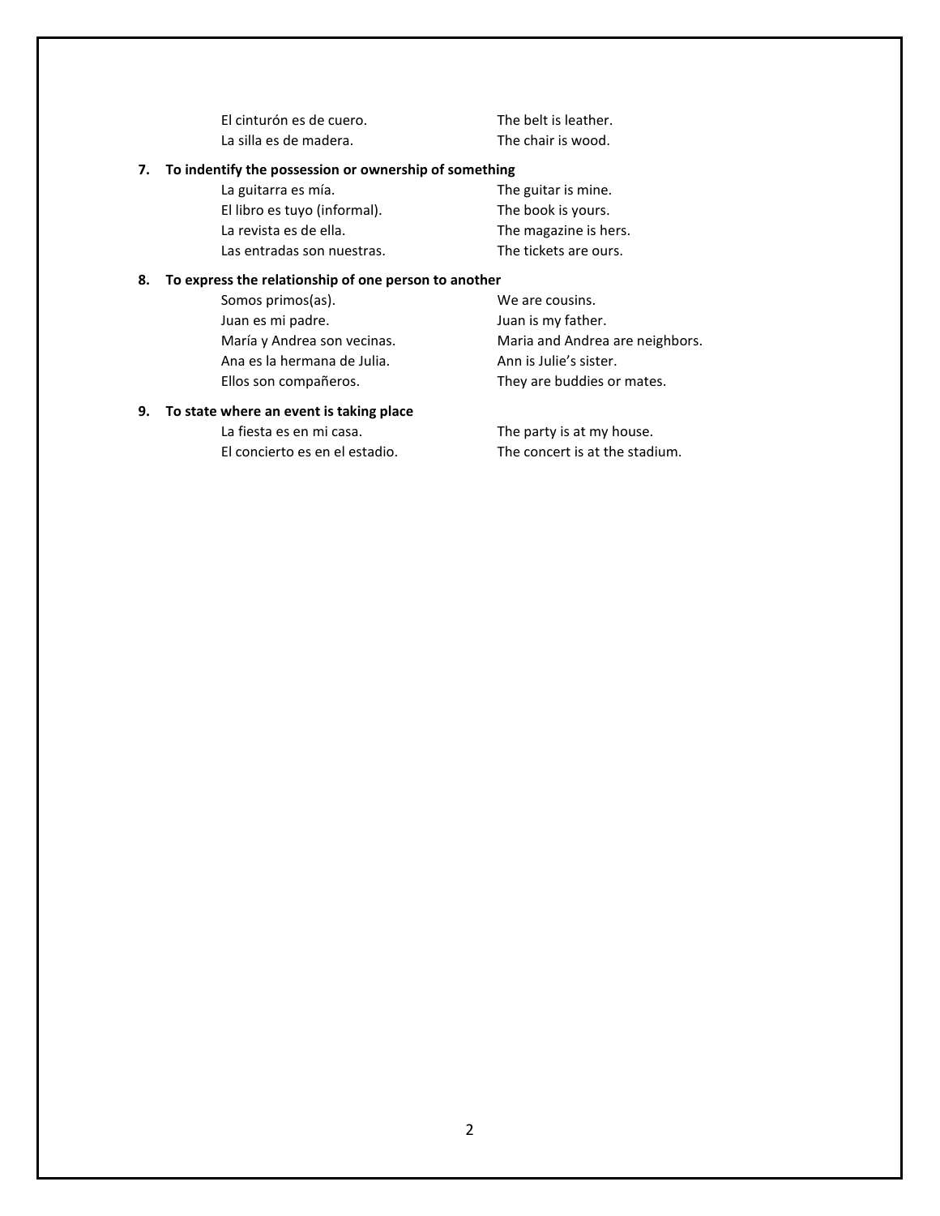| | |
|---|---|
| El cinturón es de cuero. | The belt is leather. |
| La silla es de madera. | The chair is wood. |

**7. To indentify the possession or ownership of something**

| | |
|---|---|
| La guitarra es mía. | The guitar is mine. |
| El libro es tuyo (informal). | The book is yours. |
| La revista es de ella. | The magazine is hers. |
| Las entradas son nuestras. | The tickets are ours. |

**8. To express the relationship of one person to another**

| | |
|---|---|
| Somos primos(as). | We are cousins. |
| Juan es mi padre. | Juan is my father. |
| María y Andrea son vecinas. | Maria and Andrea are neighbors. |
| Ana es la hermana de Julia. | Ann is Julie's sister. |
| Ellos son compañeros. | They are buddies or mates. |

**9. To state where an event is taking place**

| | |
|---|---|
| La fiesta es en mi casa. | The party is at my house. |
| El concierto es en el estadio. | The concert is at the stadium. |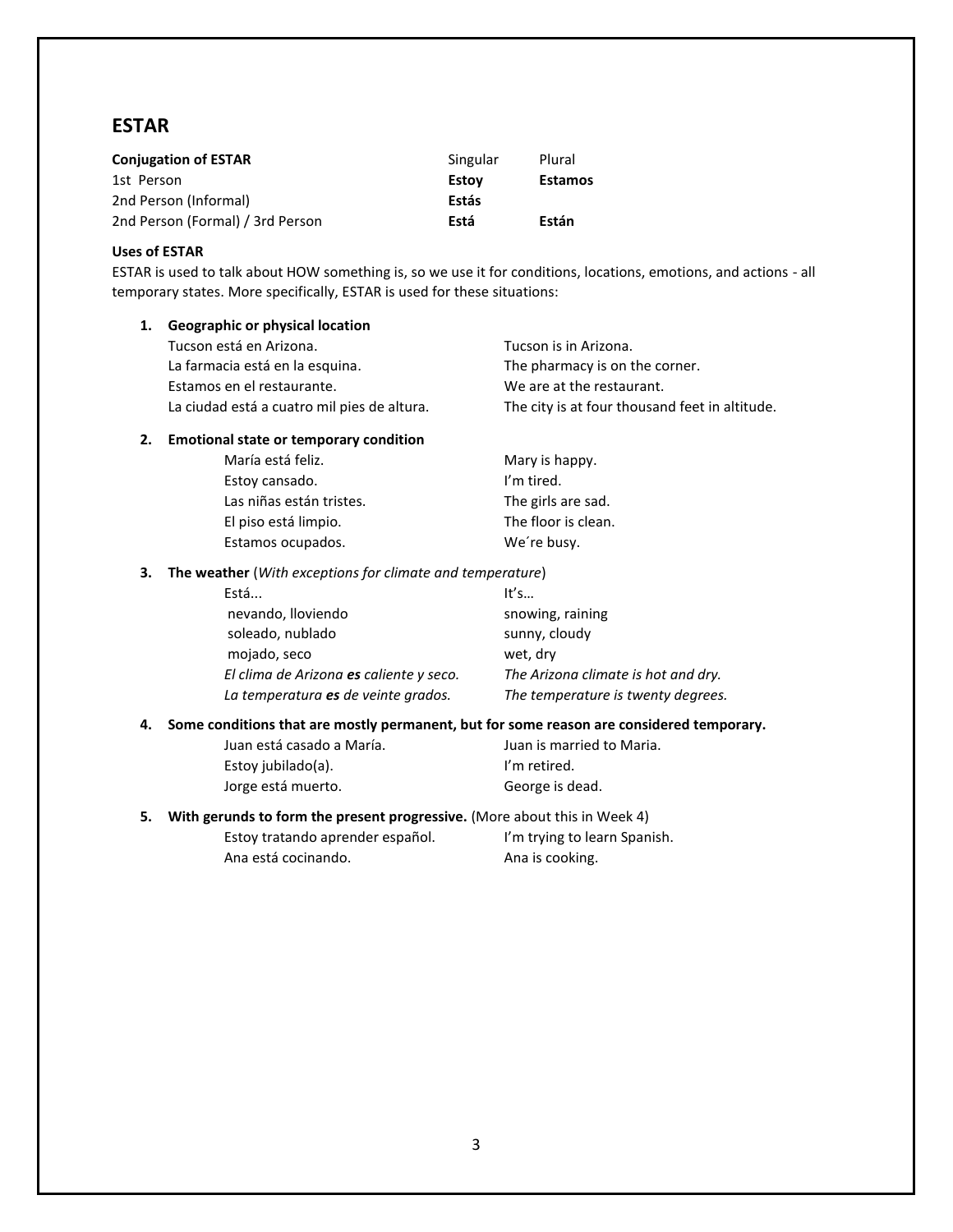## ESTAR

| Conjugation of ESTAR | Singular | Plural |
|---|---|---|
| 1st Person | **Estoy** | **Estamos** |
| 2nd Person (Informal) | **Estás** | |
| 2nd Person (Formal) / 3rd Person | **Está** | **Están** |

**Uses of ESTAR**

ESTAR is used to talk about HOW something is, so we use it for conditions, locations, emotions, and actions - all temporary states. More specifically, ESTAR is used for these situations:

1. **Geographic or physical location**

| | |
|---|---|
| Tucson está en Arizona. | Tucson is in Arizona. |
| La farmacia está en la esquina. | The pharmacy is on the corner. |
| Estamos en el restaurante. | We are at the restaurant. |
| La ciudad está a cuatro mil pies de altura. | The city is at four thousand feet in altitude. |

2. **Emotional state or temporary condition**

| | |
|---|---|
| María está feliz. | Mary is happy. |
| Estoy cansado. | I'm tired. |
| Las niñas están tristes. | The girls are sad. |
| El piso está limpio. | The floor is clean. |
| Estamos ocupados. | We´re busy. |

3. **The weather** (*With exceptions for climate and temperature*)

| | |
|---|---|
| Está... | It's… |
| nevando, lloviendo | snowing, raining |
| soleado, nublado | sunny, cloudy |
| mojado, seco | wet, dry |
| *El clima de Arizona **es** caliente y seco.* | *The Arizona climate is hot and dry.* |
| *La temperatura **es** de veinte grados.* | *The temperature is twenty degrees.* |

4. **Some conditions that are mostly permanent, but for some reason are considered temporary.**

| | |
|---|---|
| Juan está casado a María. | Juan is married to Maria. |
| Estoy jubilado(a). | I'm retired. |
| Jorge está muerto. | George is dead. |

5. **With gerunds to form the present progressive.** (More about this in Week 4)

| | |
|---|---|
| Estoy tratando aprender español. | I'm trying to learn Spanish. |
| Ana está cocinando. | Ana is cooking. |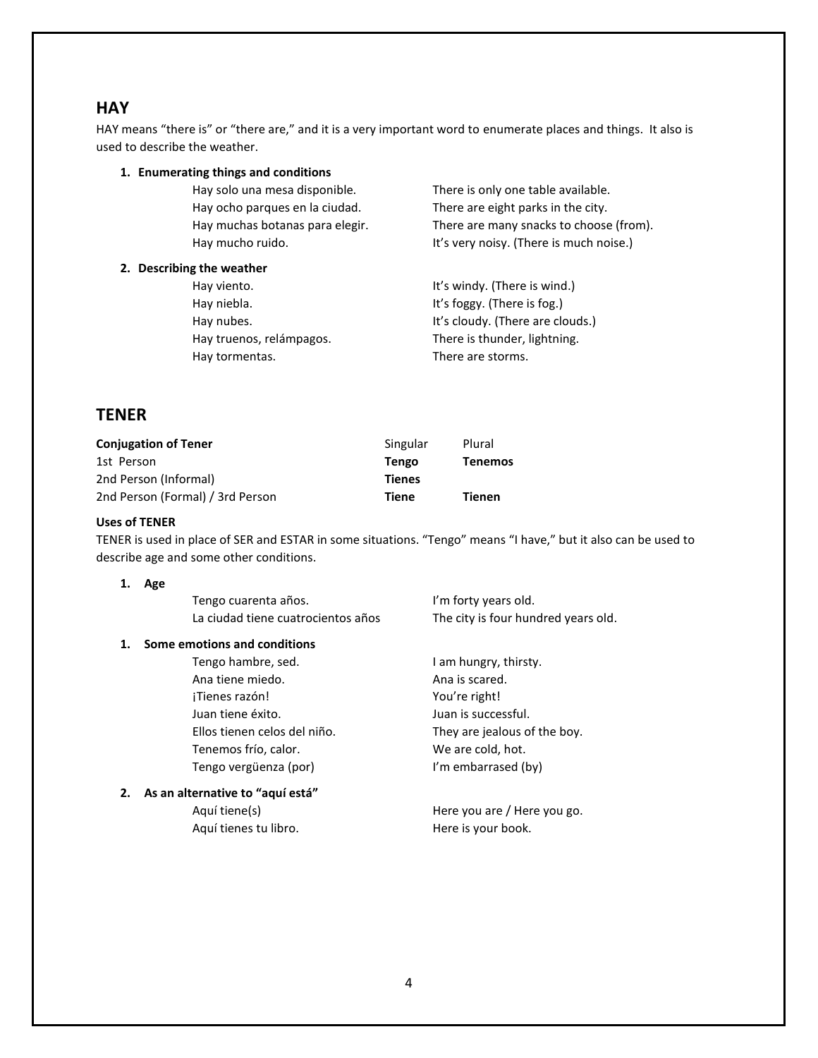## HAY

HAY means "there is" or "there are," and it is a very important word to enumerate places and things. It also is used to describe the weather.

1. **Enumerating things and conditions**

| | |
|---|---|
| Hay solo una mesa disponible. | There is only one table available. |
| Hay ocho parques en la ciudad. | There are eight parks in the city. |
| Hay muchas botanas para elegir. | There are many snacks to choose (from). |
| Hay mucho ruido. | It's very noisy. (There is much noise.) |

2. **Describing the weather**

| | |
|---|---|
| Hay viento. | It's windy. (There is wind.) |
| Hay niebla. | It's foggy. (There is fog.) |
| Hay nubes. | It's cloudy. (There are clouds.) |
| Hay truenos, relámpagos. | There is thunder, lightning. |
| Hay tormentas. | There are storms. |

## TENER

| **Conjugation of Tener** | Singular | Plural |
|---|---|---|
| 1st Person | **Tengo** | **Tenemos** |
| 2nd Person (Informal) | **Tienes** | |
| 2nd Person (Formal) / 3rd Person | **Tiene** | **Tienen** |

**Uses of TENER**

TENER is used in place of SER and ESTAR in some situations. "Tengo" means "I have," but it also can be used to describe age and some other conditions.

1. **Age**

| | |
|---|---|
| Tengo cuarenta años. | I'm forty years old. |
| La ciudad tiene cuatrocientos años | The city is four hundred years old. |

1. **Some emotions and conditions**

| | |
|---|---|
| Tengo hambre, sed. | I am hungry, thirsty. |
| Ana tiene miedo. | Ana is scared. |
| ¡Tienes razón! | You're right! |
| Juan tiene éxito. | Juan is successful. |
| Ellos tienen celos del niño. | They are jealous of the boy. |
| Tenemos frío, calor. | We are cold, hot. |
| Tengo vergüenza (por) | I'm embarrased (by) |

2. **As an alternative to "aquí está"**

| | |
|---|---|
| Aquí tiene(s) | Here you are / Here you go. |
| Aquí tienes tu libro. | Here is your book. |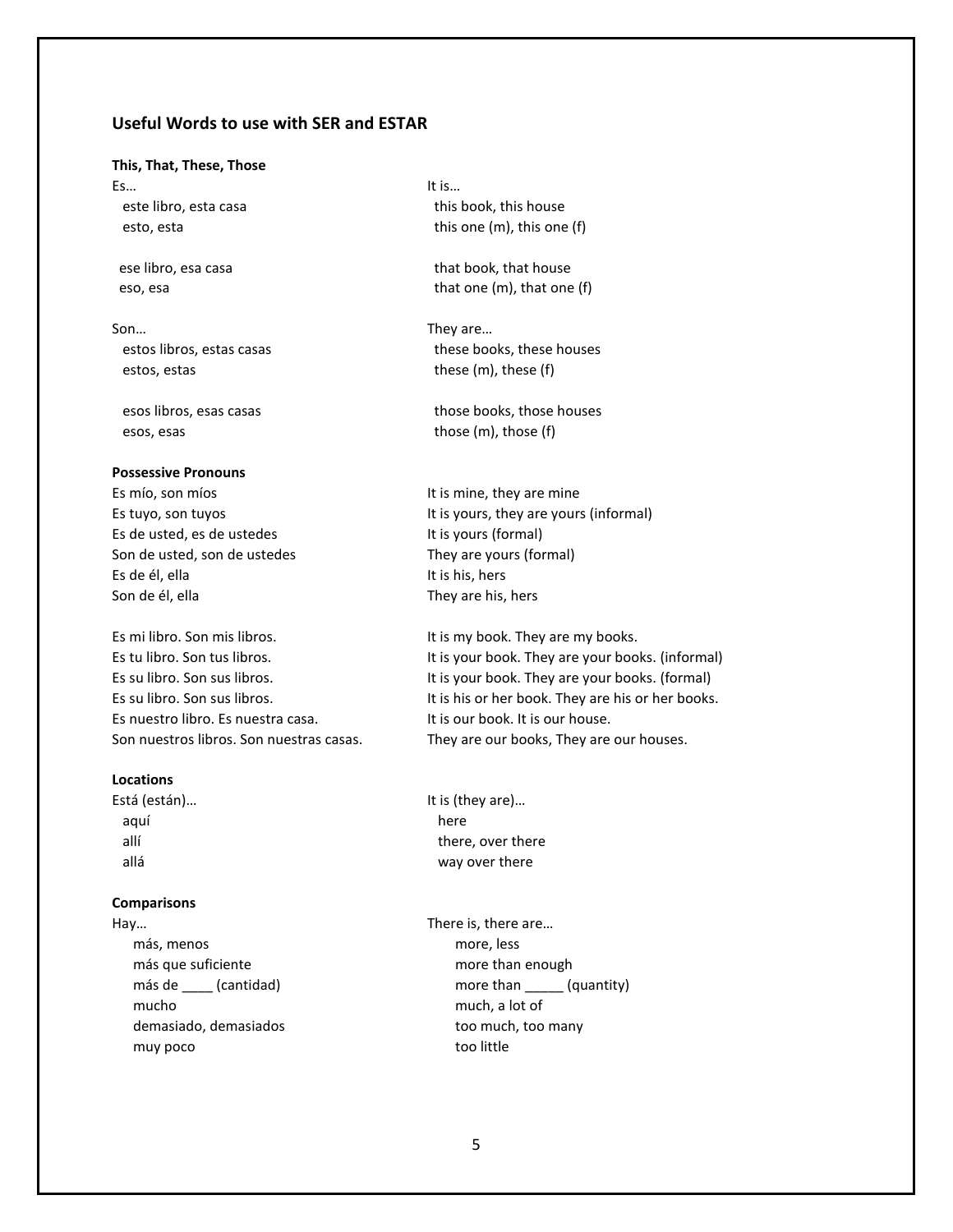## Useful Words to use with SER and ESTAR

### This, That, These, Those

| Spanish | English |
|---|---|
| Es… | It is… |
| este libro, esta casa | this book, this house |
| esto, esta | this one (m), this one (f) |
| ese libro, esa casa | that book, that house |
| eso, esa | that one (m), that one (f) |
| Son… | They are… |
| estos libros, estas casas | these books, these houses |
| estos, estas | these (m), these (f) |
| esos libros, esas casas | those books, those houses |
| esos, esas | those (m), those (f) |

### Possessive Pronouns

| Spanish | English |
|---|---|
| Es mío, son míos | It is mine, they are mine |
| Es tuyo, son tuyos | It is yours, they are yours (informal) |
| Es de usted, es de ustedes | It is yours (formal) |
| Son de usted, son de ustedes | They are yours (formal) |
| Es de él, ella | It is his, hers |
| Son de él, ella | They are his, hers |
| Es mi libro. Son mis libros. | It is my book. They are my books. |
| Es tu libro. Son tus libros. | It is your book. They are your books. (informal) |
| Es su libro. Son sus libros. | It is your book. They are your books. (formal) |
| Es su libro. Son sus libros. | It is his or her book. They are his or her books. |
| Es nuestro libro. Es nuestra casa. | It is our book. It is our house. |
| Son nuestros libros. Son nuestras casas. | They are our books, They are our houses. |

### Locations

| Spanish | English |
|---|---|
| Está (están)… | It is (they are)… |
| aquí | here |
| allí | there, over there |
| allá | way over there |

### Comparisons

| Spanish | English |
|---|---|
| Hay… | There is, there are… |
| más, menos | more, less |
| más que suficiente | more than enough |
| más de ____ (cantidad) | more than _____ (quantity) |
| mucho | much, a lot of |
| demasiado, demasiados | too much, too many |
| muy poco | too little |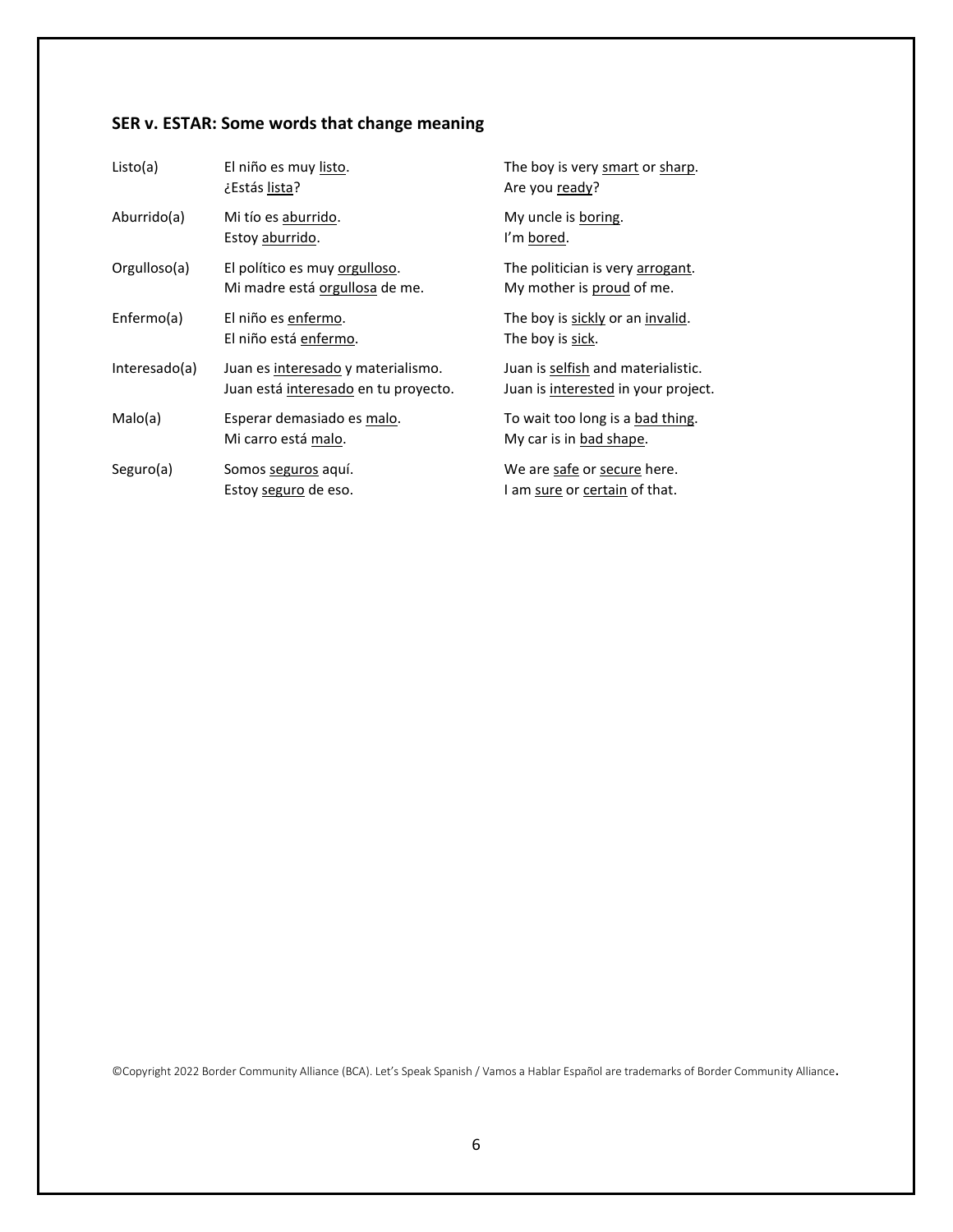## SER v. ESTAR: Some words that change meaning

| | | |
|---|---|---|
| Listo(a) | El niño es muy <u>listo</u>.<br>¿Estás <u>lista</u>? | The boy is very <u>smart</u> or <u>sharp</u>.<br>Are you <u>ready</u>? |
| Aburrido(a) | Mi tío es <u>aburrido</u>.<br>Estoy <u>aburrido</u>. | My uncle is <u>boring</u>.<br>I'm <u>bored</u>. |
| Orgulloso(a) | El político es muy <u>orgulloso</u>.<br>Mi madre está <u>orgullosa</u> de me. | The politician is very <u>arrogant</u>.<br>My mother is <u>proud</u> of me. |
| Enfermo(a) | El niño es <u>enfermo</u>.<br>El niño está <u>enfermo</u>. | The boy is <u>sickly</u> or an <u>invalid</u>.<br>The boy is <u>sick</u>. |
| Interesado(a) | Juan es <u>interesado</u> y materialismo.<br>Juan está <u>interesado</u> en tu proyecto. | Juan is <u>selfish</u> and materialistic.<br>Juan is <u>interested</u> in your project. |
| Malo(a) | Esperar demasiado es <u>malo</u>.<br>Mi carro está <u>malo</u>. | To wait too long is a <u>bad thing</u>.<br>My car is in <u>bad shape</u>. |
| Seguro(a) | Somos <u>seguros</u> aquí.<br>Estoy <u>seguro</u> de eso. | We are <u>safe</u> or <u>secure</u> here.<br>I am <u>sure</u> or <u>certain</u> of that. |

©Copyright 2022 Border Community Alliance (BCA). Let's Speak Spanish / Vamos a Hablar Español are trademarks of Border Community Alliance.